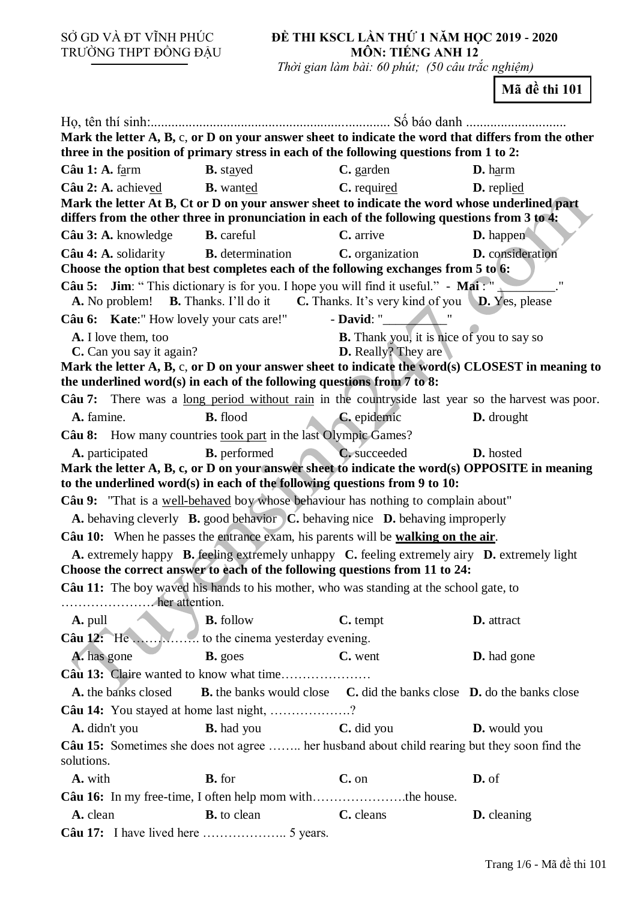SỞ GD VÀ ĐT VĨNH PHÚC
TRƯỜNG THPT ĐỒNG ĐẬU

**ĐỀ THI KSCL LẦN THỨ 1 NĂM HỌC 2019 - 2020**
**MÔN: TIẾNG ANH 12**
*Thời gian làm bài: 60 phút; (50 câu trắc nghiệm)*

**Mã đề thi 101**

Họ, tên thí sinh:..................................................................... Số báo danh .............................

**Mark the letter A, B, c, or D on your answer sheet to indicate the word that differs from the other three in the position of primary stress in each of the following questions from 1 to 2:**

**Câu 1: A.** f<u>a</u>rm **B.** st<u>a</u>yed **C.** g<u>a</u>rden **D.** h<u>a</u>rm

**Câu 2: A.** achiev<u>ed</u> **B.** want<u>ed</u> **C.** requir<u>ed</u> **D.** repli<u>ed</u>

**Mark the letter At B, Ct or D on your answer sheet to indicate the word whose underlined part differs from the other three in pronunciation in each of the following questions from 3 to 4:**

**Câu 3: A.** knowledge **B.** careful **C.** arrive **D.** happen

**Câu 4: A.** solidarity **B.** determination **C.** organization **D.** consideration

**Choose the option that best completes each of the following exchanges from 5 to 6:**

**Câu 5:** **Jim**: " This dictionary is for you. I hope you will find it useful." - **Mai** : "_________."
**A.** No problem! **B.** Thanks. I'll do it **C.** Thanks. It's very kind of you **D.** Yes, please

**Câu 6:** **Kate**:" How lovely your cats are!" - **David**: "_________"
**A.** I love them, too
**B.** Thank you, it is nice of you to say so
**C.** Can you say it again?
**D.** Really? They are

**Mark the letter A, B, c, or D on your answer sheet to indicate the word(s) CLOSEST in meaning to the underlined word(s) in each of the following questions from 7 to 8:**

**Câu 7:** There was a <u>long period without rain</u> in the countryside last year so the harvest was poor.
**A.** famine. **B.** flood **C.** epidemic **D.** drought

**Câu 8:** How many countries <u>took part</u> in the last Olympic Games?
**A.** participated **B.** performed **C.** succeeded **D.** hosted

**Mark the letter A, B, c, or D on your answer sheet to indicate the word(s) OPPOSITE in meaning to the underlined word(s) in each of the following questions from 9 to 10:**

**Câu 9:** "That is a <u>well-behaved</u> boy whose behaviour has nothing to complain about"
**A.** behaving cleverly **B.** good behavior **C.** behaving nice **D.** behaving improperly

**Câu 10:** When he passes the entrance exam, his parents will be **<u>walking on the air</u>**.
**A.** extremely happy **B.** feeling extremely unhappy **C.** feeling extremely airy **D.** extremely light

**Choose the correct answer to each of the following questions from 11 to 24:**

**Câu 11:** The boy waved his hands to his mother, who was standing at the school gate, to …………………. her attention.
**A.** pull **B.** follow **C.** tempt **D.** attract

**Câu 12:** He ……………. to the cinema yesterday evening.
**A.** has gone **B.** goes **C.** went **D.** had gone

**Câu 13:** Claire wanted to know what time…………………
**A.** the banks closed **B.** the banks would close **C.** did the banks close **D.** do the banks close

**Câu 14:** You stayed at home last night, ……………….?
**A.** didn't you **B.** had you **C.** did you **D.** would you

**Câu 15:** Sometimes she does not agree …….. her husband about child rearing but they soon find the solutions.
**A.** with **B.** for **C.** on **D.** of

**Câu 16:** In my free-time, I often help mom with………………….the house.
**A.** clean **B.** to clean **C.** cleans **D.** cleaning

**Câu 17:** I have lived here ……………….. 5 years.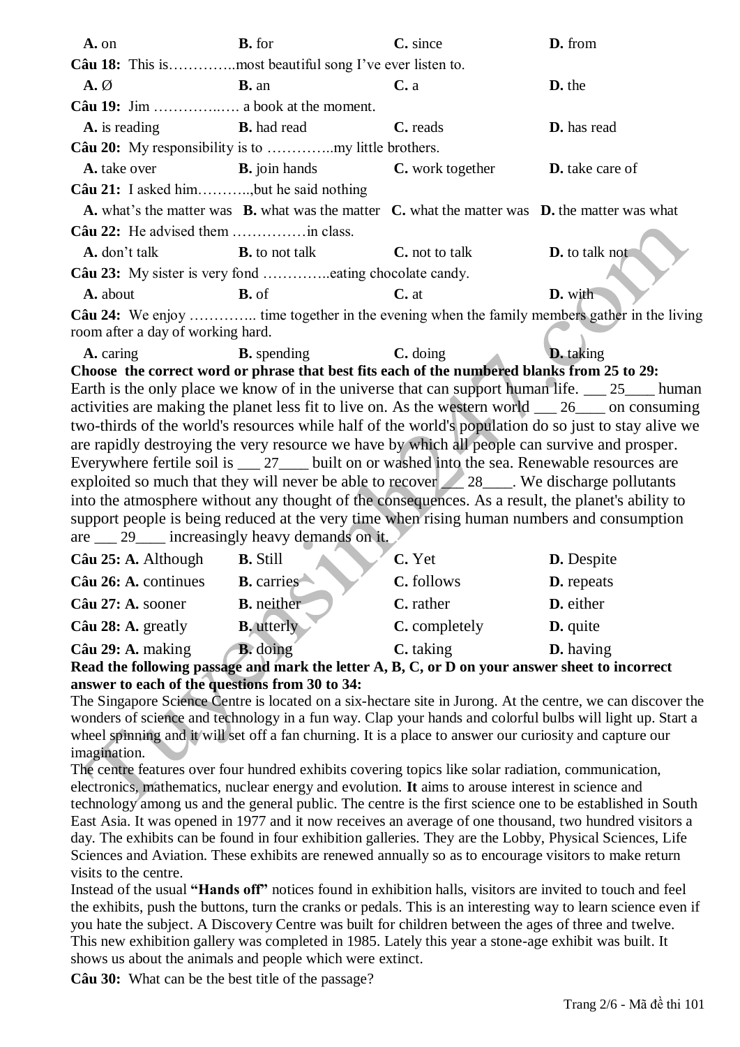**A.** on **B.** for **C.** since **D.** from

**Câu 18:** This is…………..most beautiful song I've ever listen to.

**A.** Ø **B.** an **C.** a **D.** the

**Câu 19:** Jim …………..…. a book at the moment.

**A.** is reading **B.** had read **C.** reads **D.** has read

**Câu 20:** My responsibility is to …………..my little brothers.

**A.** take over **B.** join hands **C.** work together **D.** take care of

**Câu 21:** I asked him………..,but he said nothing

**A.** what's the matter was **B.** what was the matter **C.** what the matter was **D.** the matter was what

**Câu 22:** He advised them ……………in class.

**A.** don't talk **B.** to not talk **C.** not to talk **D.** to talk not

**Câu 23:** My sister is very fond …………..eating chocolate candy.

**A.** about **B.** of **C.** at **D.** with

**Câu 24:** We enjoy ………….. time together in the evening when the family members gather in the living room after a day of working hard.

**A.** caring **B.** spending **C.** doing **D.** taking

**Choose the correct word or phrase that best fits each of the numbered blanks from 25 to 29:**

Earth is the only place we know of in the universe that can support human life. ___ 25____ human activities are making the planet less fit to live on. As the western world ___ 26____ on consuming two-thirds of the world's resources while half of the world's population do so just to stay alive we are rapidly destroying the very resource we have by which all people can survive and prosper. Everywhere fertile soil is ___ 27____ built on or washed into the sea. Renewable resources are exploited so much that they will never be able to recover ___ 28____. We discharge pollutants into the atmosphere without any thought of the consequences. As a result, the planet's ability to support people is being reduced at the very time when rising human numbers and consumption are ___ 29____ increasingly heavy demands on it.

**Câu 25: A.** Although **B.** Still **C.** Yet **D.** Despite

**Câu 26: A.** continues **B.** carries **C.** follows **D.** repeats

**Câu 27: A.** sooner **B.** neither **C.** rather **D.** either

**Câu 28: A.** greatly **B.** utterly **C.** completely **D.** quite

**Câu 29: A.** making **B.** doing **C.** taking **D.** having

**Read the following passage and mark the letter A, B, C, or D on your answer sheet to incorrect answer to each of the questions from 30 to 34:**

The Singapore Science Centre is located on a six-hectare site in Jurong. At the centre, we can discover the wonders of science and technology in a fun way. Clap your hands and colorful bulbs will light up. Start a wheel spinning and it will set off a fan churning. It is a place to answer our curiosity and capture our imagination.

The centre features over four hundred exhibits covering topics like solar radiation, communication, electronics, mathematics, nuclear energy and evolution. **It** aims to arouse interest in science and technology among us and the general public. The centre is the first science one to be established in South East Asia. It was opened in 1977 and it now receives an average of one thousand, two hundred visitors a day. The exhibits can be found in four exhibition galleries. They are the Lobby, Physical Sciences, Life Sciences and Aviation. These exhibits are renewed annually so as to encourage visitors to make return visits to the centre.

Instead of the usual **"Hands off"** notices found in exhibition halls, visitors are invited to touch and feel the exhibits, push the buttons, turn the cranks or pedals. This is an interesting way to learn science even if you hate the subject. A Discovery Centre was built for children between the ages of three and twelve. This new exhibition gallery was completed in 1985. Lately this year a stone-age exhibit was built. It shows us about the animals and people which were extinct.

**Câu 30:** What can be the best title of the passage?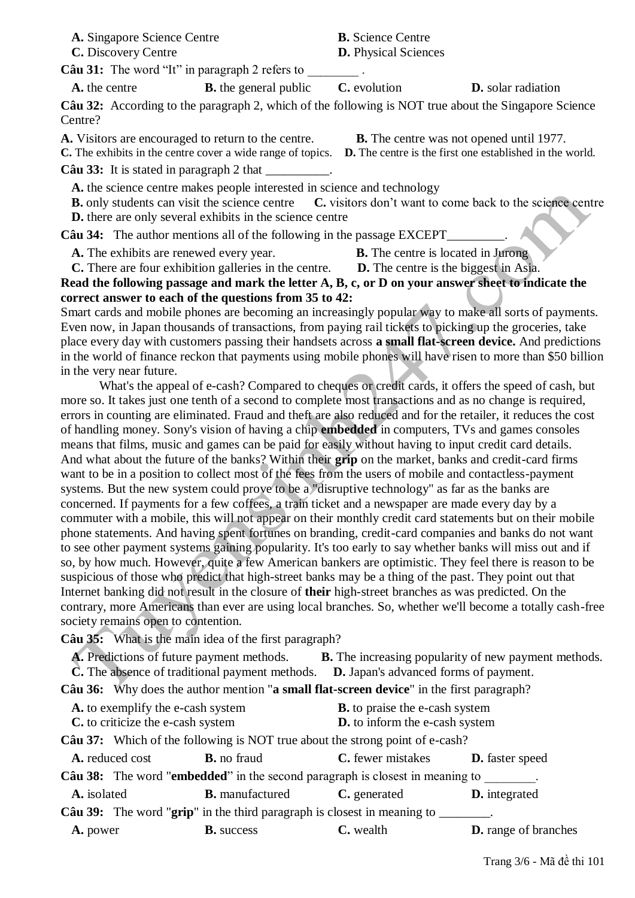A. Singapore Science Centre　　B. Science Centre
C. Discovery Centre　　D. Physical Sciences

**Câu 31:** The word "It" in paragraph 2 refers to ________ .

A. the centre　　B. the general public　　C. evolution　　D. solar radiation

**Câu 32:** According to the paragraph 2, which of the following is NOT true about the Singapore Science Centre?

A. Visitors are encouraged to return to the centre.　　B. The centre was not opened until 1977.
C. The exhibits in the centre cover a wide range of topics.　　D. The centre is the first one established in the world.

**Câu 33:** It is stated in paragraph 2 that __________.

A. the science centre makes people interested in science and technology
B. only students can visit the science centre　　C. visitors don't want to come back to the science centre
D. there are only several exhibits in the science centre

**Câu 34:** The author mentions all of the following in the passage EXCEPT_________.

A. The exhibits are renewed every year.　　B. The centre is located in Jurong
C. There are four exhibition galleries in the centre.　　D. The centre is the biggest in Asia.

**Read the following passage and mark the letter A, B, c, or D on your answer sheet to indicate the correct answer to each of the questions from 35 to 42:**

Smart cards and mobile phones are becoming an increasingly popular way to make all sorts of payments. Even now, in Japan thousands of transactions, from paying rail tickets to picking up the groceries, take place every day with customers passing their handsets across **a small flat-screen device.** And predictions in the world of finance reckon that payments using mobile phones will have risen to more than $50 billion in the very near future.

What's the appeal of e-cash? Compared to cheques or credit cards, it offers the speed of cash, but more so. It takes just one tenth of a second to complete most transactions and as no change is required, errors in counting are eliminated. Fraud and theft are also reduced and for the retailer, it reduces the cost of handling money. Sony's vision of having a chip **embedded** in computers, TVs and games consoles means that films, music and games can be paid for easily without having to input credit card details.

And what about the future of the banks? Within their **grip** on the market, banks and credit-card firms want to be in a position to collect most of the fees from the users of mobile and contactless-payment systems. But the new system could prove to be a "disruptive technology" as far as the banks are concerned. If payments for a few coffees, a train ticket and a newspaper are made every day by a commuter with a mobile, this will not appear on their monthly credit card statements but on their mobile phone statements. And having spent fortunes on branding, credit-card companies and banks do not want to see other payment systems gaining popularity. It's too early to say whether banks will miss out and if so, by how much. However, quite a few American bankers are optimistic. They feel there is reason to be suspicious of those who predict that high-street banks may be a thing of the past. They point out that Internet banking did not result in the closure of **their** high-street branches as was predicted. On the contrary, more Americans than ever are using local branches. So, whether we'll become a totally cash-free society remains open to contention.

**Câu 35:** What is the main idea of the first paragraph?

A. Predictions of future payment methods.　　B. The increasing popularity of new payment methods.
C. The absence of traditional payment methods.　　D. Japan's advanced forms of payment.

**Câu 36:** Why does the author mention "**a small flat-screen device**" in the first paragraph?

A. to exemplify the e-cash system　　B. to praise the e-cash system
C. to criticize the e-cash system　　D. to inform the e-cash system

**Câu 37:** Which of the following is NOT true about the strong point of e-cash?

A. reduced cost　　B. no fraud　　C. fewer mistakes　　D. faster speed

**Câu 38:** The word "**embedded**" in the second paragraph is closest in meaning to ________.

A. isolated　　B. manufactured　　C. generated　　D. integrated

**Câu 39:** The word "**grip**" in the third paragraph is closest in meaning to ________.

A. power　　B. success　　C. wealth　　D. range of branches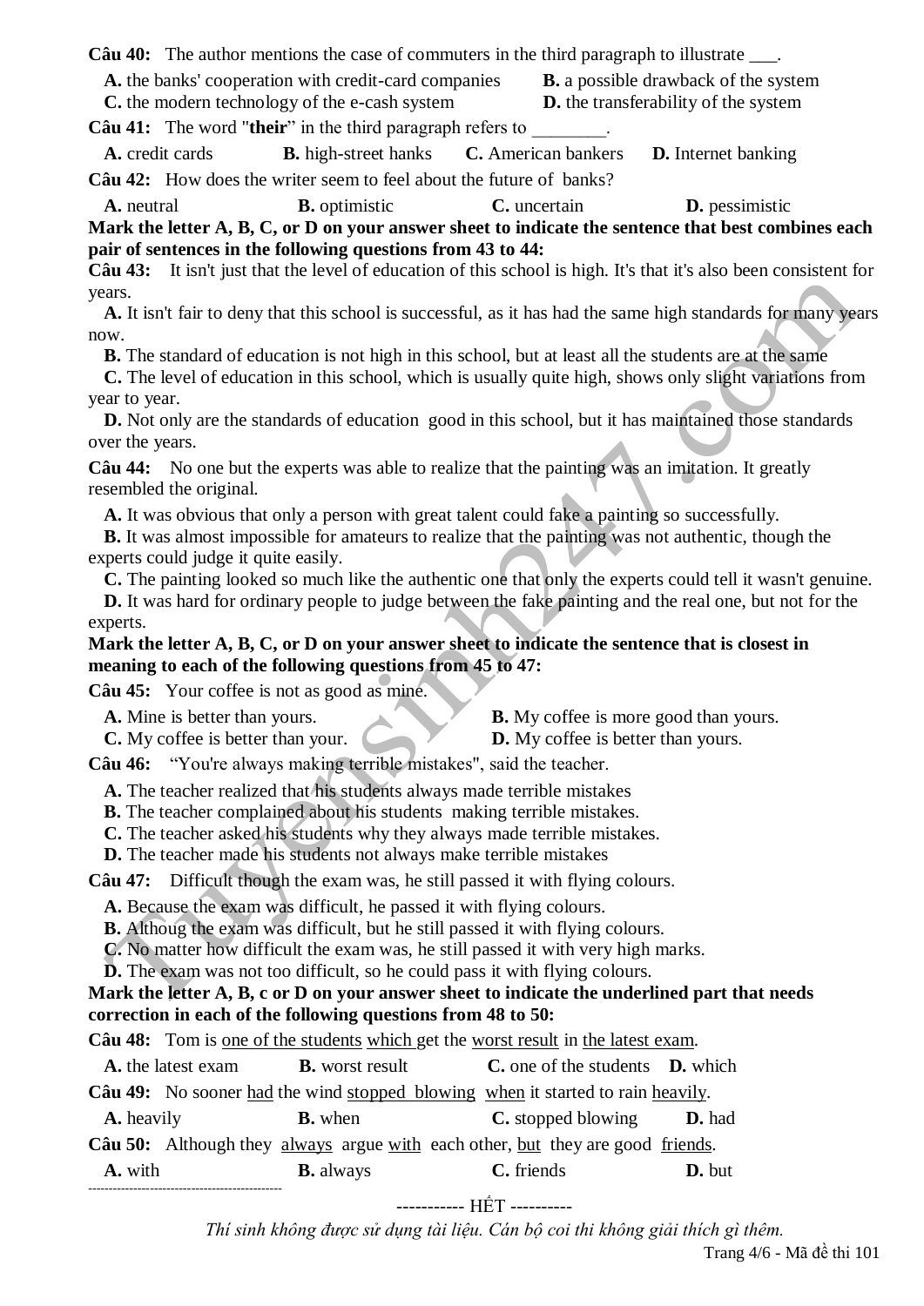**Câu 40:** The author mentions the case of commuters in the third paragraph to illustrate ___.

**A.** the banks' cooperation with credit-card companies
**B.** a possible drawback of the system
**C.** the modern technology of the e-cash system
**D.** the transferability of the system

**Câu 41:** The word "**their**" in the third paragraph refers to ________.

**A.** credit cards **B.** high-street hanks **C.** American bankers **D.** Internet banking

**Câu 42:** How does the writer seem to feel about the future of banks?

**A.** neutral **B.** optimistic **C.** uncertain **D.** pessimistic

**Mark the letter A, B, C, or D on your answer sheet to indicate the sentence that best combines each pair of sentences in the following questions from 43 to 44:**

**Câu 43:** It isn't just that the level of education of this school is high. It's that it's also been consistent for years.

**A.** It isn't fair to deny that this school is successful, as it has had the same high standards for many years now.
**B.** The standard of education is not high in this school, but at least all the students are at the same
**C.** The level of education in this school, which is usually quite high, shows only slight variations from year to year.
**D.** Not only are the standards of education good in this school, but it has maintained those standards over the years.

**Câu 44:** No one but the experts was able to realize that the painting was an imitation. It greatly resembled the original.

**A.** It was obvious that only a person with great talent could fake a painting so successfully.
**B.** It was almost impossible for amateurs to realize that the painting was not authentic, though the experts could judge it quite easily.
**C.** The painting looked so much like the authentic one that only the experts could tell it wasn't genuine.
**D.** It was hard for ordinary people to judge between the fake painting and the real one, but not for the experts.

**Mark the letter A, B, C, or D on your answer sheet to indicate the sentence that is closest in meaning to each of the following questions from 45 to 47:**

**Câu 45:** Your coffee is not as good as mine.

**A.** Mine is better than yours.
**B.** My coffee is more good than yours.
**C.** My coffee is better than your.
**D.** My coffee is better than yours.

**Câu 46:** "You're always making terrible mistakes", said the teacher.

**A.** The teacher realized that his students always made terrible mistakes
**B.** The teacher complained about his students making terrible mistakes.
**C.** The teacher asked his students why they always made terrible mistakes.
**D.** The teacher made his students not always make terrible mistakes

**Câu 47:** Difficult though the exam was, he still passed it with flying colours.

**A.** Because the exam was difficult, he passed it with flying colours.
**B.** Althoug the exam was difficult, but he still passed it with flying colours.
**C.** No matter how difficult the exam was, he still passed it with very high marks.
**D.** The exam was not too difficult, so he could pass it with flying colours.

**Mark the letter A, B, c or D on your answer sheet to indicate the underlined part that needs correction in each of the following questions from 48 to 50:**

**Câu 48:** Tom is <u>one of the students</u> <u>which</u> get the <u>worst result</u> in <u>the latest exam</u>.

**A.** the latest exam **B.** worst result **C.** one of the students **D.** which

**Câu 49:** No sooner <u>had</u> the wind <u>stopped blowing</u> <u>when</u> it started to rain <u>heavily</u>.

**A.** heavily **B.** when **C.** stopped blowing **D.** had

**Câu 50:** Although they <u>always</u> argue <u>with</u> each other, <u>but</u> they are good <u>friends</u>.

**A.** with **B.** always **C.** friends **D.** but

----------- HẾT ----------

*Thí sinh không được sử dụng tài liệu. Cán bộ coi thi không giải thích gì thêm.*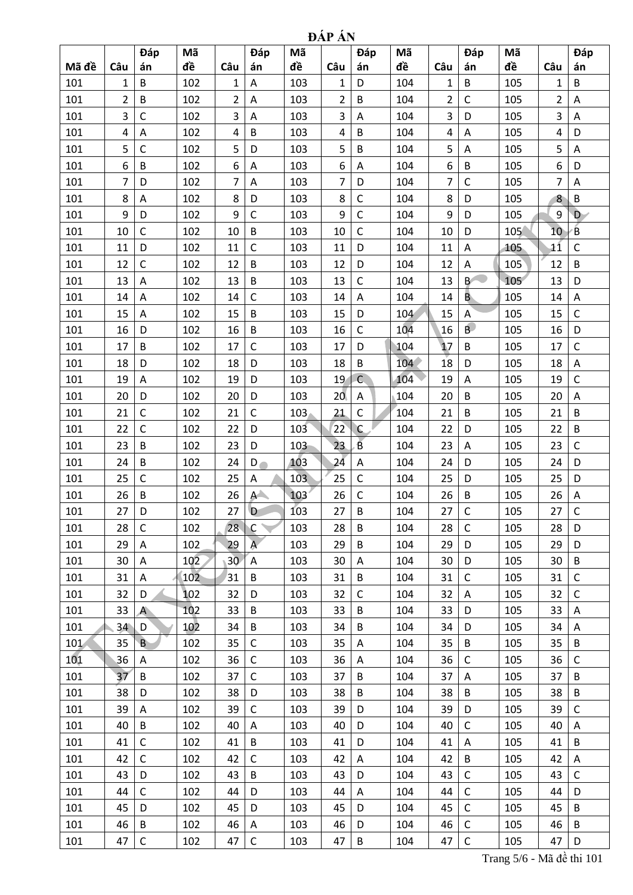## ĐÁP ÁN

| Mã đề | Câu | Đáp án | Mã đề | Câu | Đáp án | Mã đề | Câu | Đáp án | Mã đề | Câu | Đáp án | Mã đề | Câu | Đáp án |
|---|---|---|---|---|---|---|---|---|---|---|---|---|---|---|
| 101 | 1 | B | 102 | 1 | A | 103 | 1 | D | 104 | 1 | B | 105 | 1 | B |
| 101 | 2 | B | 102 | 2 | A | 103 | 2 | B | 104 | 2 | C | 105 | 2 | A |
| 101 | 3 | C | 102 | 3 | A | 103 | 3 | A | 104 | 3 | D | 105 | 3 | A |
| 101 | 4 | A | 102 | 4 | B | 103 | 4 | B | 104 | 4 | A | 105 | 4 | D |
| 101 | 5 | C | 102 | 5 | D | 103 | 5 | B | 104 | 5 | A | 105 | 5 | A |
| 101 | 6 | B | 102 | 6 | A | 103 | 6 | A | 104 | 6 | B | 105 | 6 | D |
| 101 | 7 | D | 102 | 7 | A | 103 | 7 | D | 104 | 7 | C | 105 | 7 | A |
| 101 | 8 | A | 102 | 8 | D | 103 | 8 | C | 104 | 8 | D | 105 | 8 | B |
| 101 | 9 | D | 102 | 9 | C | 103 | 9 | C | 104 | 9 | D | 105 | 9 | D |
| 101 | 10 | C | 102 | 10 | B | 103 | 10 | C | 104 | 10 | D | 105 | 10 | B |
| 101 | 11 | D | 102 | 11 | C | 103 | 11 | D | 104 | 11 | A | 105 | 11 | C |
| 101 | 12 | C | 102 | 12 | B | 103 | 12 | D | 104 | 12 | A | 105 | 12 | B |
| 101 | 13 | A | 102 | 13 | B | 103 | 13 | C | 104 | 13 | B | 105 | 13 | D |
| 101 | 14 | A | 102 | 14 | C | 103 | 14 | A | 104 | 14 | B | 105 | 14 | A |
| 101 | 15 | A | 102 | 15 | B | 103 | 15 | D | 104 | 15 | A | 105 | 15 | C |
| 101 | 16 | D | 102 | 16 | B | 103 | 16 | C | 104 | 16 | B | 105 | 16 | D |
| 101 | 17 | B | 102 | 17 | C | 103 | 17 | D | 104 | 17 | B | 105 | 17 | C |
| 101 | 18 | D | 102 | 18 | D | 103 | 18 | B | 104 | 18 | D | 105 | 18 | A |
| 101 | 19 | A | 102 | 19 | D | 103 | 19 | C | 104 | 19 | A | 105 | 19 | C |
| 101 | 20 | D | 102 | 20 | D | 103 | 20 | A | 104 | 20 | B | 105 | 20 | A |
| 101 | 21 | C | 102 | 21 | C | 103 | 21 | C | 104 | 21 | B | 105 | 21 | B |
| 101 | 22 | C | 102 | 22 | D | 103 | 22 | C | 104 | 22 | D | 105 | 22 | B |
| 101 | 23 | B | 102 | 23 | D | 103 | 23 | B | 104 | 23 | A | 105 | 23 | C |
| 101 | 24 | B | 102 | 24 | D | 103 | 24 | A | 104 | 24 | D | 105 | 24 | D |
| 101 | 25 | C | 102 | 25 | A | 103 | 25 | C | 104 | 25 | D | 105 | 25 | D |
| 101 | 26 | B | 102 | 26 | A | 103 | 26 | C | 104 | 26 | B | 105 | 26 | A |
| 101 | 27 | D | 102 | 27 | D | 103 | 27 | B | 104 | 27 | C | 105 | 27 | C |
| 101 | 28 | C | 102 | 28 | C | 103 | 28 | B | 104 | 28 | C | 105 | 28 | D |
| 101 | 29 | A | 102 | 29 | A | 103 | 29 | B | 104 | 29 | D | 105 | 29 | D |
| 101 | 30 | A | 102 | 30 | A | 103 | 30 | A | 104 | 30 | D | 105 | 30 | B |
| 101 | 31 | A | 102 | 31 | B | 103 | 31 | B | 104 | 31 | C | 105 | 31 | C |
| 101 | 32 | D | 102 | 32 | D | 103 | 32 | C | 104 | 32 | A | 105 | 32 | C |
| 101 | 33 | A | 102 | 33 | B | 103 | 33 | B | 104 | 33 | D | 105 | 33 | A |
| 101 | 34 | D | 102 | 34 | B | 103 | 34 | B | 104 | 34 | D | 105 | 34 | A |
| 101 | 35 | B | 102 | 35 | C | 103 | 35 | A | 104 | 35 | B | 105 | 35 | B |
| 101 | 36 | A | 102 | 36 | C | 103 | 36 | A | 104 | 36 | C | 105 | 36 | C |
| 101 | 37 | B | 102 | 37 | C | 103 | 37 | B | 104 | 37 | A | 105 | 37 | B |
| 101 | 38 | D | 102 | 38 | D | 103 | 38 | B | 104 | 38 | B | 105 | 38 | B |
| 101 | 39 | A | 102 | 39 | C | 103 | 39 | D | 104 | 39 | D | 105 | 39 | C |
| 101 | 40 | B | 102 | 40 | A | 103 | 40 | D | 104 | 40 | C | 105 | 40 | A |
| 101 | 41 | C | 102 | 41 | B | 103 | 41 | D | 104 | 41 | A | 105 | 41 | B |
| 101 | 42 | C | 102 | 42 | C | 103 | 42 | A | 104 | 42 | B | 105 | 42 | A |
| 101 | 43 | D | 102 | 43 | B | 103 | 43 | D | 104 | 43 | C | 105 | 43 | C |
| 101 | 44 | C | 102 | 44 | D | 103 | 44 | A | 104 | 44 | C | 105 | 44 | D |
| 101 | 45 | D | 102 | 45 | D | 103 | 45 | D | 104 | 45 | C | 105 | 45 | B |
| 101 | 46 | B | 102 | 46 | A | 103 | 46 | D | 104 | 46 | C | 105 | 46 | B |
| 101 | 47 | C | 102 | 47 | C | 103 | 47 | B | 104 | 47 | C | 105 | 47 | D |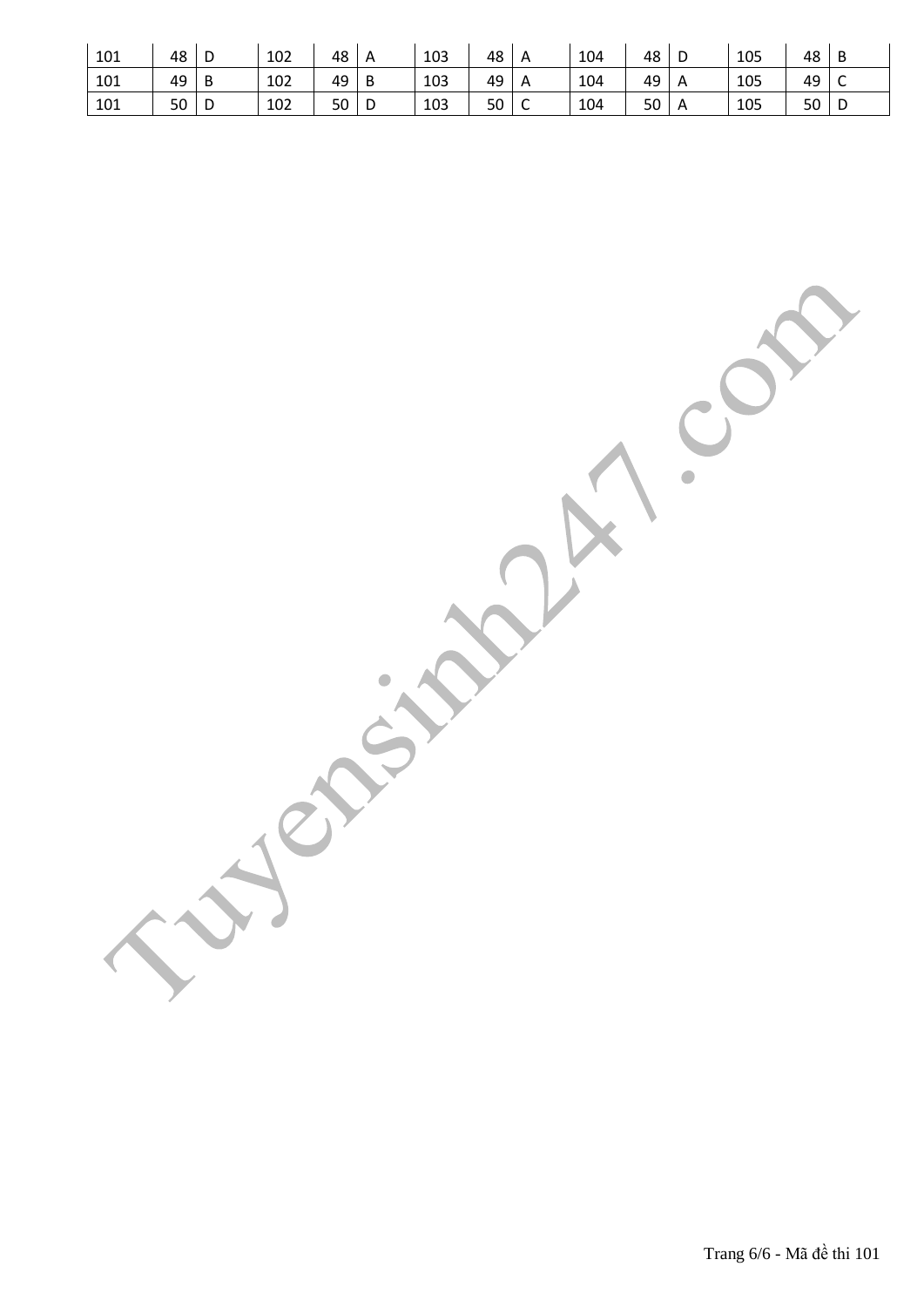| | | | | | | | | | | | | | | |
|---|---|---|---|---|---|---|---|---|---|---|---|---|---|---|
| 101 | 48 | D | 102 | 48 | A | 103 | 48 | A | 104 | 48 | D | 105 | 48 | B |
| 101 | 49 | B | 102 | 49 | B | 103 | 49 | A | 104 | 49 | A | 105 | 49 | C |
| 101 | 50 | D | 102 | 50 | D | 103 | 50 | C | 104 | 50 | A | 105 | 50 | D |